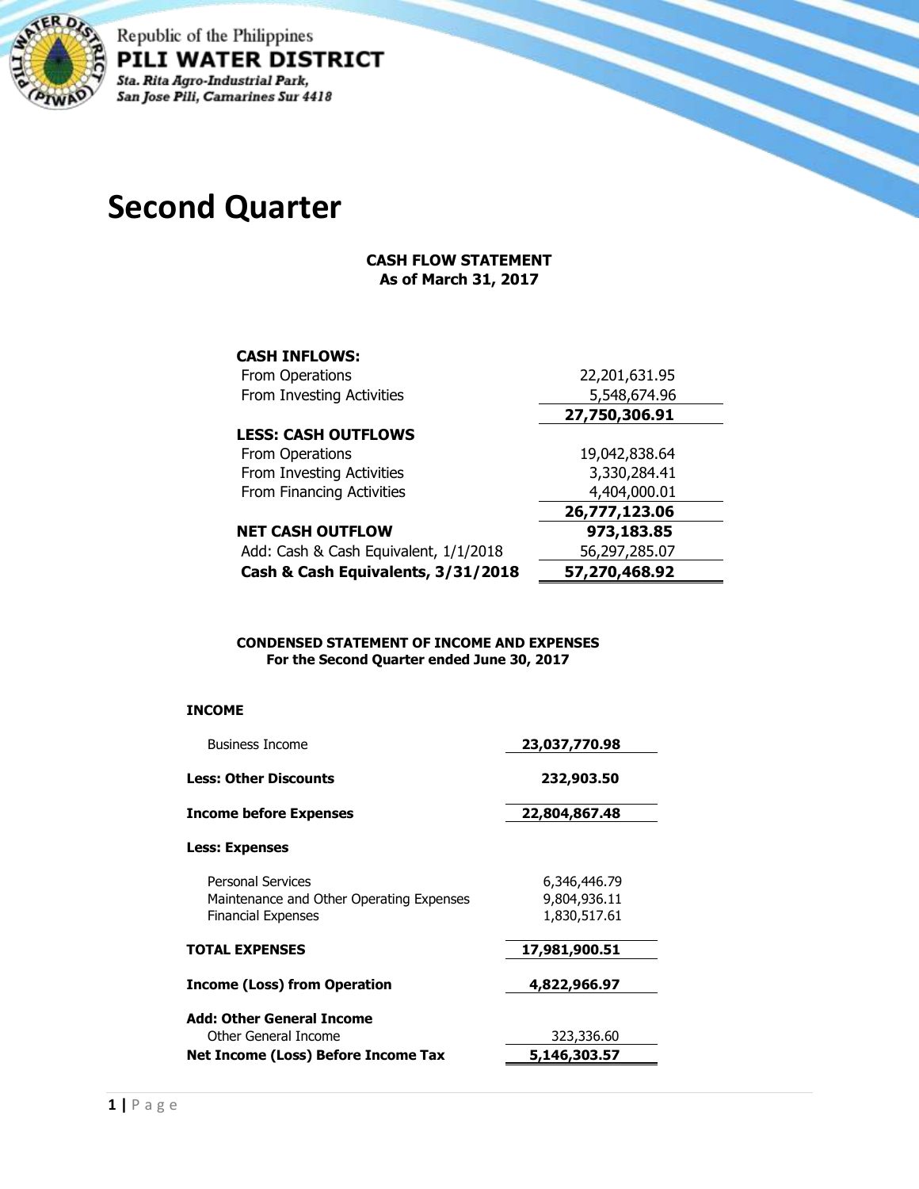Republic of the Philippines

**PILI WATER DISTRICT**

*Sta. Rita Agro-Industrial Park, San Jose Pili, Camarines Sur 4418*

# Second Quarter

**CASH FLOW STATEMENT**
**As of March 31, 2017**

| | |
|---|---|
| **CASH INFLOWS:** | |
| From Operations | 22,201,631.95 |
| From Investing Activities | 5,548,674.96 |
| | **27,750,306.91** |
| **LESS: CASH OUTFLOWS** | |
| From Operations | 19,042,838.64 |
| From Investing Activities | 3,330,284.41 |
| From Financing Activities | 4,404,000.01 |
| | **26,777,123.06** |
| **NET CASH OUTFLOW** | **973,183.85** |
| Add: Cash & Cash Equivalent, 1/1/2018 | 56,297,285.07 |
| **Cash & Cash Equivalents, 3/31/2018** | **57,270,468.92** |

**CONDENSED STATEMENT OF INCOME AND EXPENSES**
**For the Second Quarter ended June 30, 2017**

| | |
|---|---|
| **INCOME** | |
| Business Income | **23,037,770.98** |
| **Less: Other Discounts** | **232,903.50** |
| **Income before Expenses** | **22,804,867.48** |
| **Less: Expenses** | |
| Personal Services | 6,346,446.79 |
| Maintenance and Other Operating Expenses | 9,804,936.11 |
| Financial Expenses | 1,830,517.61 |
| **TOTAL EXPENSES** | **17,981,900.51** |
| **Income (Loss) from Operation** | **4,822,966.97** |
| **Add: Other General Income** | |
| Other General Income | 323,336.60 |
| **Net Income (Loss) Before Income Tax** | **5,146,303.57** |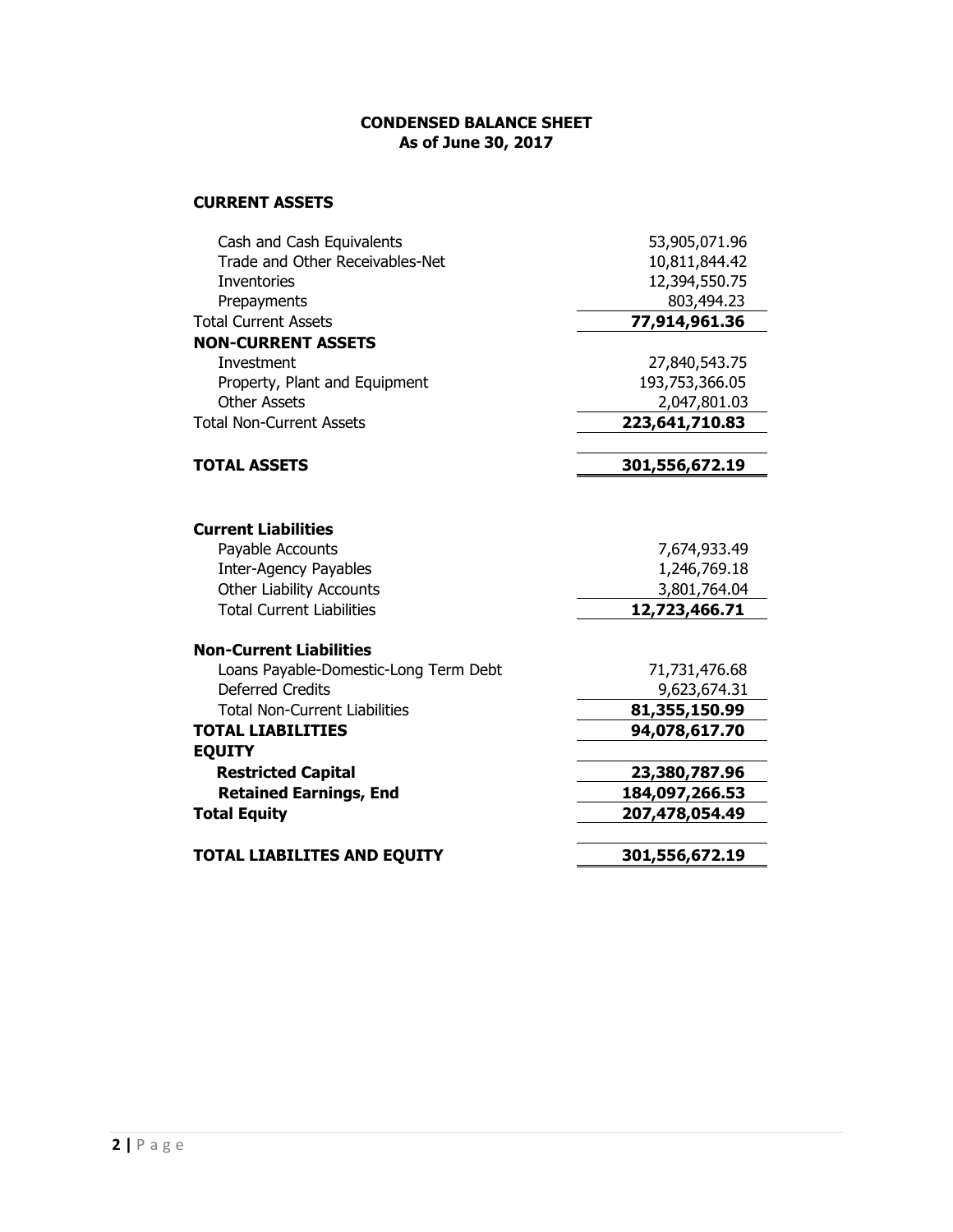# CONDENSED BALANCE SHEET
## As of June 30, 2017

| | |
|---|---|
| **CURRENT ASSETS** | |
| Cash and Cash Equivalents | 53,905,071.96 |
| Trade and Other Receivables-Net | 10,811,844.42 |
| Inventories | 12,394,550.75 |
| Prepayments | 803,494.23 |
| Total Current Assets | **77,914,961.36** |
| **NON-CURRENT ASSETS** | |
| Investment | 27,840,543.75 |
| Property, Plant and Equipment | 193,753,366.05 |
| Other Assets | 2,047,801.03 |
| Total Non-Current Assets | **223,641,710.83** |
| **TOTAL ASSETS** | **301,556,672.19** |
| **Current Liabilities** | |
| Payable Accounts | 7,674,933.49 |
| Inter-Agency Payables | 1,246,769.18 |
| Other Liability Accounts | 3,801,764.04 |
| Total Current Liabilities | **12,723,466.71** |
| **Non-Current Liabilities** | |
| Loans Payable-Domestic-Long Term Debt | 71,731,476.68 |
| Deferred Credits | 9,623,674.31 |
| Total Non-Current Liabilities | **81,355,150.99** |
| **TOTAL LIABILITIES** | **94,078,617.70** |
| **EQUITY** | |
| **Restricted Capital** | **23,380,787.96** |
| **Retained Earnings, End** | **184,097,266.53** |
| **Total Equity** | **207,478,054.49** |
| **TOTAL LIABILITES AND EQUITY** | **301,556,672.19** |